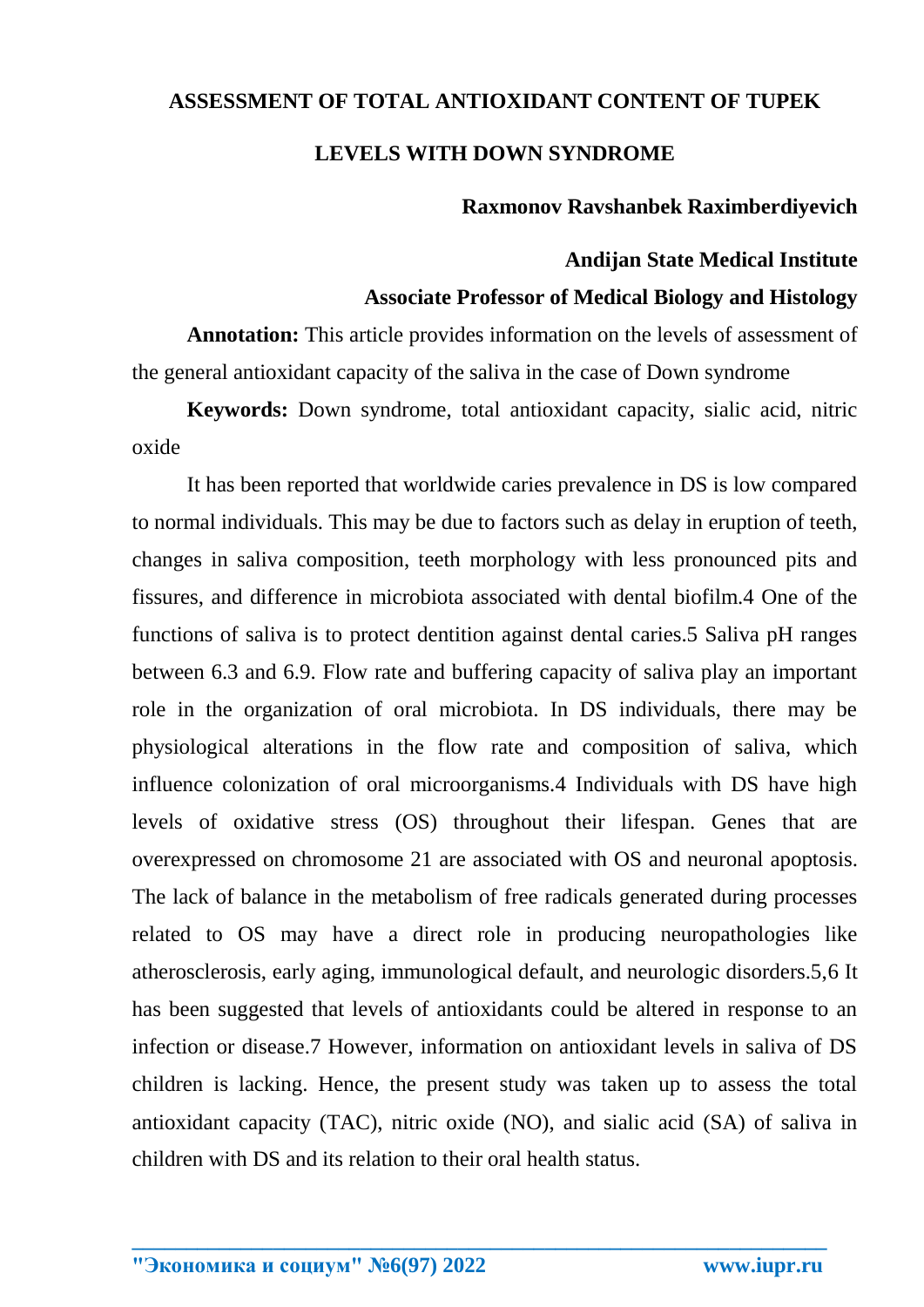# ASSESSMENT OF TOTAL ANTIOXIDANT CONTENT OF TUPEK LEVELS WITH DOWN SYNDROME

**Raxmonov Ravshanbek Raximberdiyevich**

**Andijan State Medical Institute**

**Associate Professor of Medical Biology and Histology**

**Annotation:** This article provides information on the levels of assessment of the general antioxidant capacity of the saliva in the case of Down syndrome

**Keywords:** Down syndrome, total antioxidant capacity, sialic acid, nitric oxide

It has been reported that worldwide caries prevalence in DS is low compared to normal individuals. This may be due to factors such as delay in eruption of teeth, changes in saliva composition, teeth morphology with less pronounced pits and fissures, and difference in microbiota associated with dental biofilm.4 One of the functions of saliva is to protect dentition against dental caries.5 Saliva pH ranges between 6.3 and 6.9. Flow rate and buffering capacity of saliva play an important role in the organization of oral microbiota. In DS individuals, there may be physiological alterations in the flow rate and composition of saliva, which influence colonization of oral microorganisms.4 Individuals with DS have high levels of oxidative stress (OS) throughout their lifespan. Genes that are overexpressed on chromosome 21 are associated with OS and neuronal apoptosis. The lack of balance in the metabolism of free radicals generated during processes related to OS may have a direct role in producing neuropathologies like atherosclerosis, early aging, immunological default, and neurologic disorders.5,6 It has been suggested that levels of antioxidants could be altered in response to an infection or disease.7 However, information on antioxidant levels in saliva of DS children is lacking. Hence, the present study was taken up to assess the total antioxidant capacity (TAC), nitric oxide (NO), and sialic acid (SA) of saliva in children with DS and its relation to their oral health status.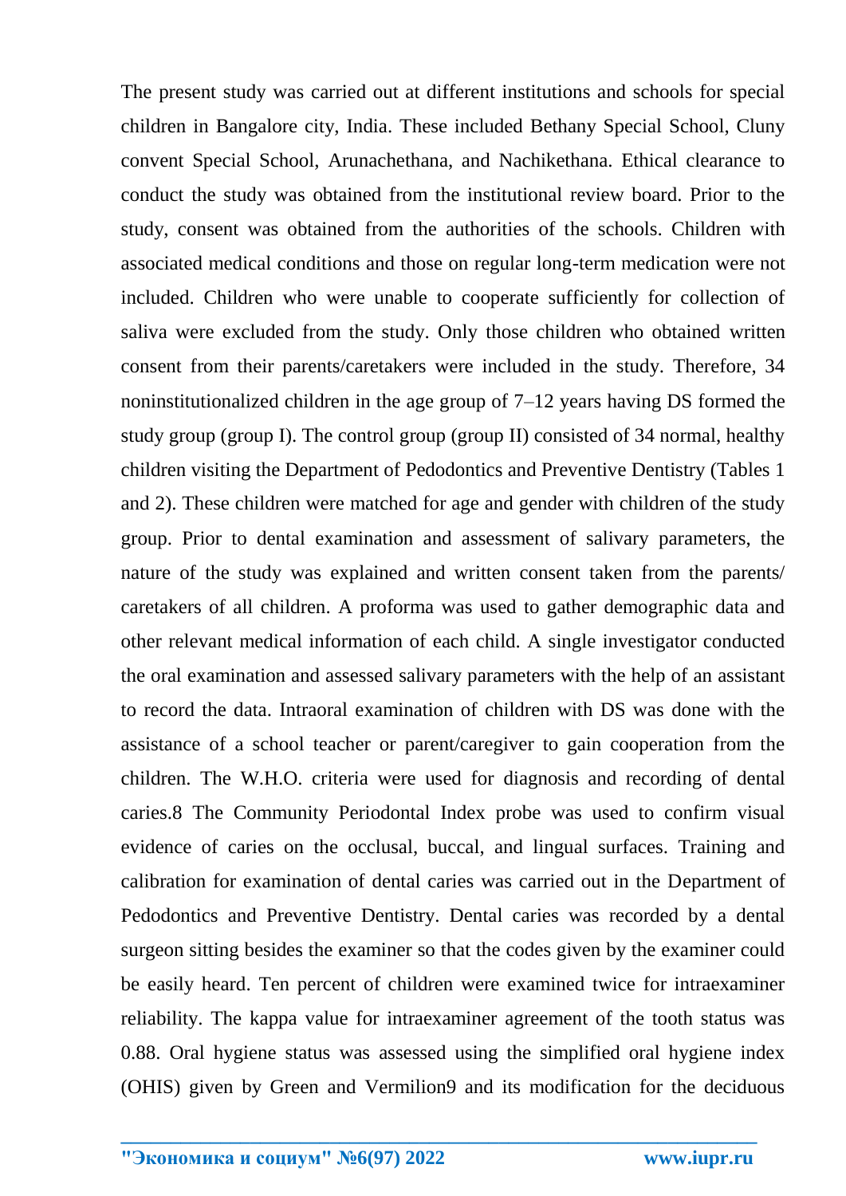The present study was carried out at different institutions and schools for special children in Bangalore city, India. These included Bethany Special School, Cluny convent Special School, Arunachethana, and Nachikethana. Ethical clearance to conduct the study was obtained from the institutional review board. Prior to the study, consent was obtained from the authorities of the schools. Children with associated medical conditions and those on regular long-term medication were not included. Children who were unable to cooperate sufficiently for collection of saliva were excluded from the study. Only those children who obtained written consent from their parents/caretakers were included in the study. Therefore, 34 noninstitutionalized children in the age group of 7–12 years having DS formed the study group (group I). The control group (group II) consisted of 34 normal, healthy children visiting the Department of Pedodontics and Preventive Dentistry (Tables 1 and 2). These children were matched for age and gender with children of the study group. Prior to dental examination and assessment of salivary parameters, the nature of the study was explained and written consent taken from the parents/ caretakers of all children. A proforma was used to gather demographic data and other relevant medical information of each child. A single investigator conducted the oral examination and assessed salivary parameters with the help of an assistant to record the data. Intraoral examination of children with DS was done with the assistance of a school teacher or parent/caregiver to gain cooperation from the children. The W.H.O. criteria were used for diagnosis and recording of dental caries.[8] The Community Periodontal Index probe was used to confirm visual evidence of caries on the occlusal, buccal, and lingual surfaces. Training and calibration for examination of dental caries was carried out in the Department of Pedodontics and Preventive Dentistry. Dental caries was recorded by a dental surgeon sitting besides the examiner so that the codes given by the examiner could be easily heard. Ten percent of children were examined twice for intraexaminer reliability. The kappa value for intraexaminer agreement of the tooth status was 0.88. Oral hygiene status was assessed using the simplified oral hygiene index (OHIS) given by Green and Vermilion[9] and its modification for the deciduous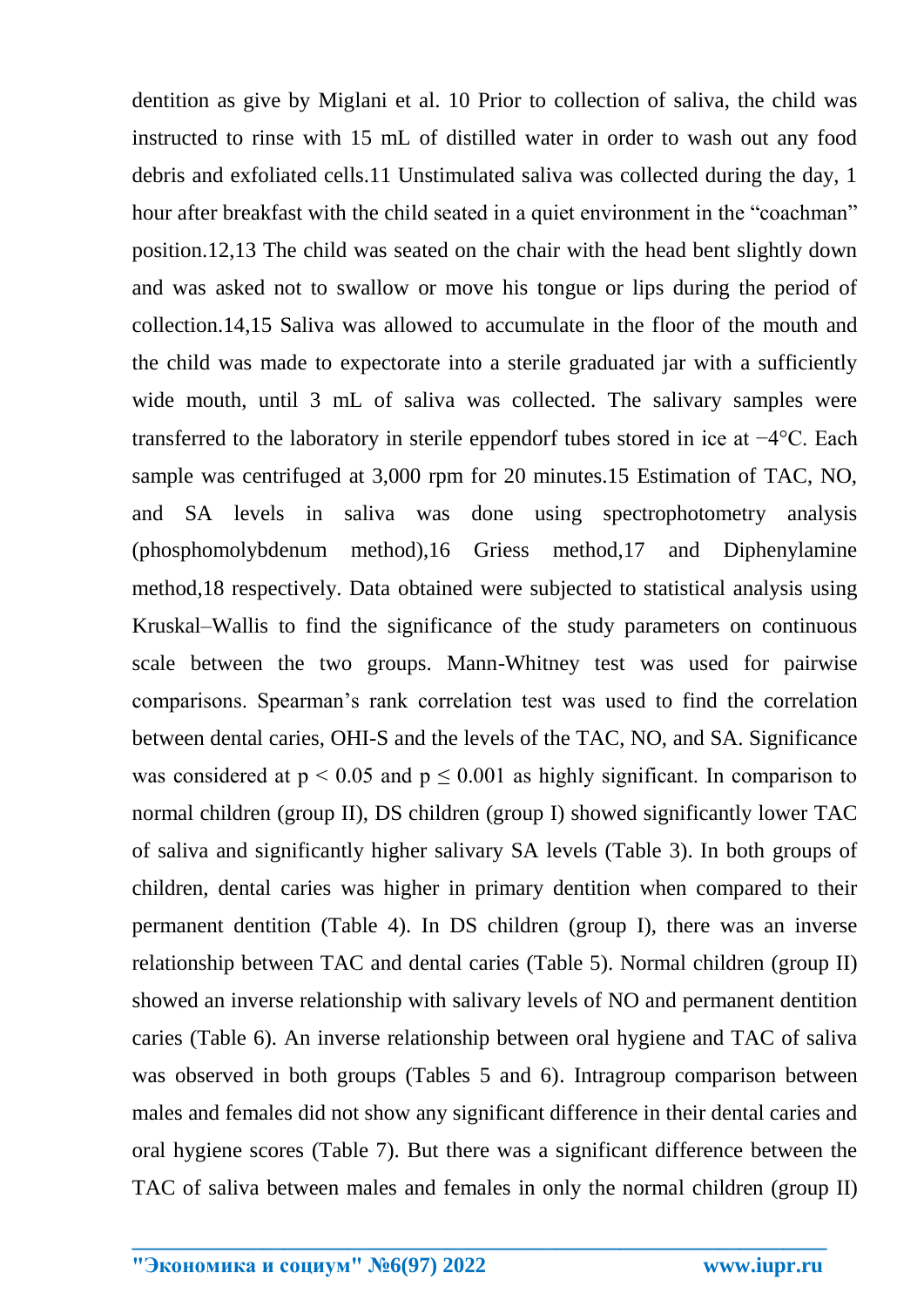dentition as give by Miglani et al. 10 Prior to collection of saliva, the child was instructed to rinse with 15 mL of distilled water in order to wash out any food debris and exfoliated cells.11 Unstimulated saliva was collected during the day, 1 hour after breakfast with the child seated in a quiet environment in the "coachman" position.12,13 The child was seated on the chair with the head bent slightly down and was asked not to swallow or move his tongue or lips during the period of collection.14,15 Saliva was allowed to accumulate in the floor of the mouth and the child was made to expectorate into a sterile graduated jar with a sufficiently wide mouth, until 3 mL of saliva was collected. The salivary samples were transferred to the laboratory in sterile eppendorf tubes stored in ice at −4°C. Each sample was centrifuged at 3,000 rpm for 20 minutes.15 Estimation of TAC, NO, and SA levels in saliva was done using spectrophotometry analysis (phosphomolybdenum method),16 Griess method,17 and Diphenylamine method,18 respectively. Data obtained were subjected to statistical analysis using Kruskal–Wallis to find the significance of the study parameters on continuous scale between the two groups. Mann-Whitney test was used for pairwise comparisons. Spearman's rank correlation test was used to find the correlation between dental caries, OHI-S and the levels of the TAC, NO, and SA. Significance was considered at $p < 0.05$ and $p \leq 0.001$ as highly significant. In comparison to normal children (group II), DS children (group I) showed significantly lower TAC of saliva and significantly higher salivary SA levels (Table 3). In both groups of children, dental caries was higher in primary dentition when compared to their permanent dentition (Table 4). In DS children (group I), there was an inverse relationship between TAC and dental caries (Table 5). Normal children (group II) showed an inverse relationship with salivary levels of NO and permanent dentition caries (Table 6). An inverse relationship between oral hygiene and TAC of saliva was observed in both groups (Tables 5 and 6). Intragroup comparison between males and females did not show any significant difference in their dental caries and oral hygiene scores (Table 7). But there was a significant difference between the TAC of saliva between males and females in only the normal children (group II)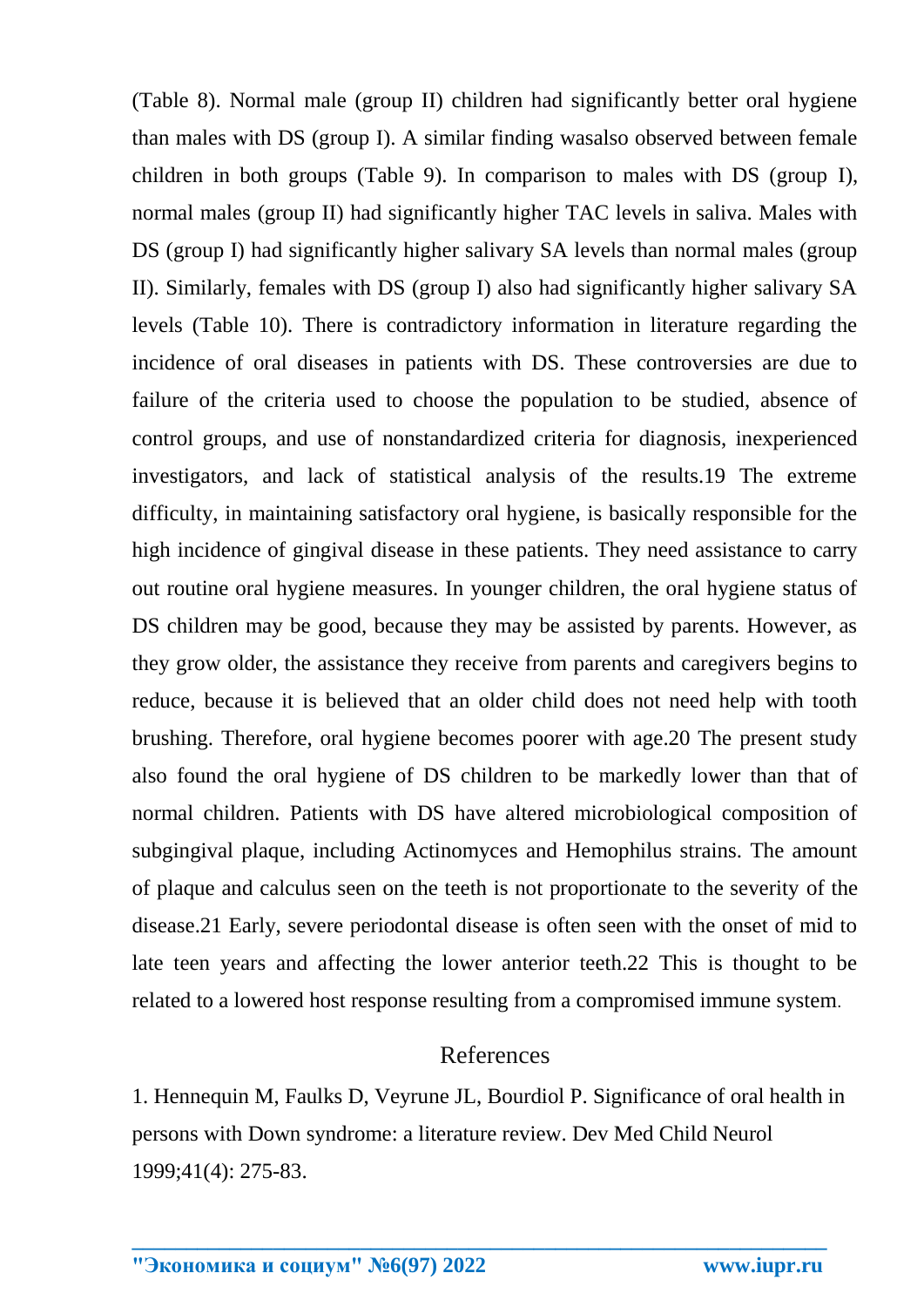(Table 8). Normal male (group II) children had significantly better oral hygiene than males with DS (group I). A similar finding wasalso observed between female children in both groups (Table 9). In comparison to males with DS (group I), normal males (group II) had significantly higher TAC levels in saliva. Males with DS (group I) had significantly higher salivary SA levels than normal males (group II). Similarly, females with DS (group I) also had significantly higher salivary SA levels (Table 10). There is contradictory information in literature regarding the incidence of oral diseases in patients with DS. These controversies are due to failure of the criteria used to choose the population to be studied, absence of control groups, and use of nonstandardized criteria for diagnosis, inexperienced investigators, and lack of statistical analysis of the results.19 The extreme difficulty, in maintaining satisfactory oral hygiene, is basically responsible for the high incidence of gingival disease in these patients. They need assistance to carry out routine oral hygiene measures. In younger children, the oral hygiene status of DS children may be good, because they may be assisted by parents. However, as they grow older, the assistance they receive from parents and caregivers begins to reduce, because it is believed that an older child does not need help with tooth brushing. Therefore, oral hygiene becomes poorer with age.20 The present study also found the oral hygiene of DS children to be markedly lower than that of normal children. Patients with DS have altered microbiological composition of subgingival plaque, including Actinomyces and Hemophilus strains. The amount of plaque and calculus seen on the teeth is not proportionate to the severity of the disease.21 Early, severe periodontal disease is often seen with the onset of mid to late teen years and affecting the lower anterior teeth.22 This is thought to be related to a lowered host response resulting from a compromised immune system.

## References

1. Hennequin M, Faulks D, Veyrune JL, Bourdiol P. Significance of oral health in persons with Down syndrome: a literature review. Dev Med Child Neurol 1999;41(4): 275-83.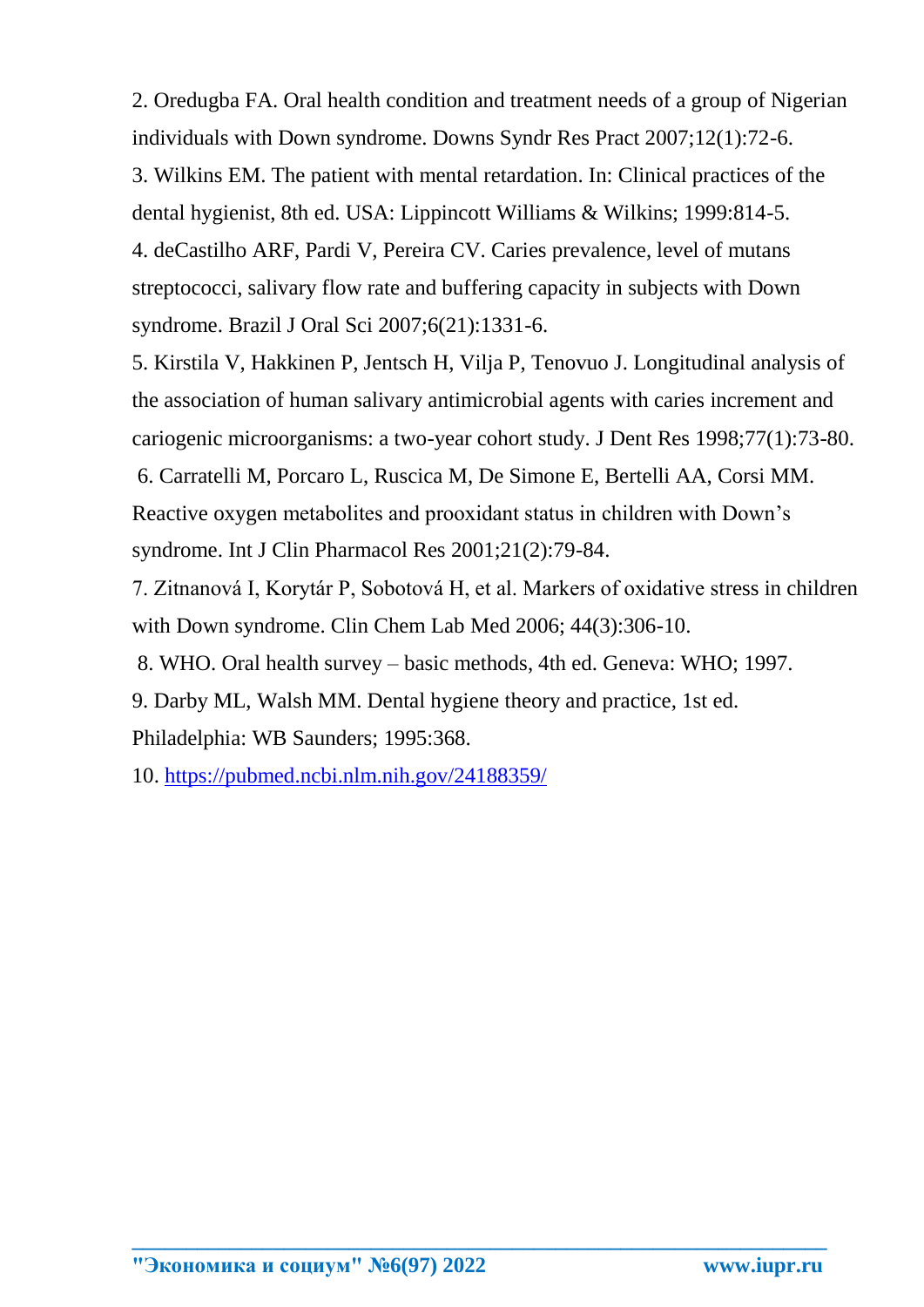2. Oredugba FA. Oral health condition and treatment needs of a group of Nigerian individuals with Down syndrome. Downs Syndr Res Pract 2007;12(1):72-6.

3. Wilkins EM. The patient with mental retardation. In: Clinical practices of the dental hygienist, 8th ed. USA: Lippincott Williams & Wilkins; 1999:814-5.

4. deCastilho ARF, Pardi V, Pereira CV. Caries prevalence, level of mutans streptococci, salivary flow rate and buffering capacity in subjects with Down syndrome. Brazil J Oral Sci 2007;6(21):1331-6.

5. Kirstila V, Hakkinen P, Jentsch H, Vilja P, Tenovuo J. Longitudinal analysis of the association of human salivary antimicrobial agents with caries increment and cariogenic microorganisms: a two-year cohort study. J Dent Res 1998;77(1):73-80.

6. Carratelli M, Porcaro L, Ruscica M, De Simone E, Bertelli AA, Corsi MM. Reactive oxygen metabolites and prooxidant status in children with Down's syndrome. Int J Clin Pharmacol Res 2001;21(2):79-84.

7. Zitnanová I, Korytár P, Sobotová H, et al. Markers of oxidative stress in children with Down syndrome. Clin Chem Lab Med 2006; 44(3):306-10.

8. WHO. Oral health survey – basic methods, 4th ed. Geneva: WHO; 1997.

9. Darby ML, Walsh MM. Dental hygiene theory and practice, 1st ed. Philadelphia: WB Saunders; 1995:368.

10. https://pubmed.ncbi.nlm.nih.gov/24188359/